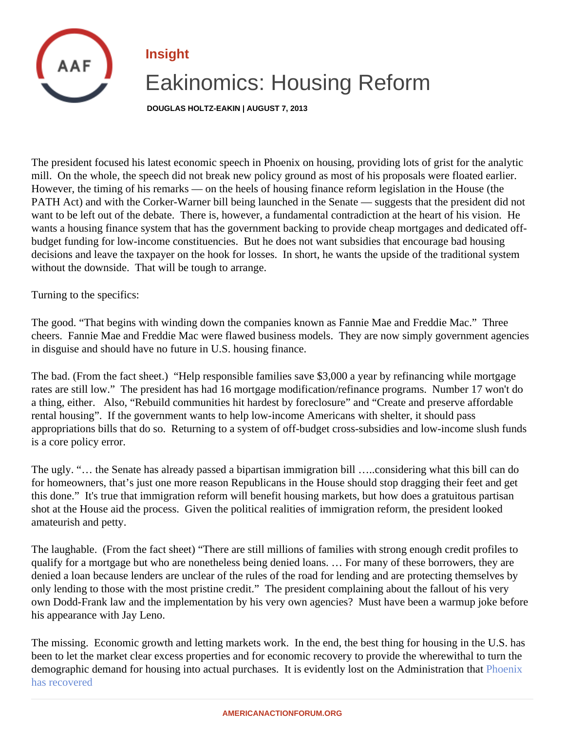Insight

# Eakinomics: Housing Reform

**DOUGLAS HOLTZ-EAKIN | AUGUST 7, 2013**

The president focused his latest economic speech in Phoenix on housing, providing lots of grist for the analytic mill. On the whole, the speech did not break new policy ground as most of his proposals were floated earlier. However, the timing of his remarks — on the heels of housing finance reform legislation in the House (the PATH Act) and with the Corker-Warner bill being launched in the Senate — suggests that the president did not want to be left out of the debate. There is, however, a fundamental contradiction at the heart of his vision. He wants a housing finance system that has the government backing to provide cheap mortgages and dedicated off-budget funding for low-income constituencies. But he does not want subsidies that encourage bad housing decisions and leave the taxpayer on the hook for losses. In short, he wants the upside of the traditional system without the downside. That will be tough to arrange.

Turning to the specifics:

The good. "That begins with winding down the companies known as Fannie Mae and Freddie Mac." Three cheers. Fannie Mae and Freddie Mac were flawed business models. They are now simply government agencies in disguise and should have no future in U.S. housing finance.

The bad. (From the fact sheet.) "Help responsible families save $3,000 a year by refinancing while mortgage rates are still low." The president has had 16 mortgage modification/refinance programs. Number 17 won't do a thing, either. Also, "Rebuild communities hit hardest by foreclosure" and "Create and preserve affordable rental housing". If the government wants to help low-income Americans with shelter, it should pass appropriations bills that do so. Returning to a system of off-budget cross-subsidies and low-income slush funds is a core policy error.

The ugly. "… the Senate has already passed a bipartisan immigration bill …..considering what this bill can do for homeowners, that's just one more reason Republicans in the House should stop dragging their feet and get this done." It's true that immigration reform will benefit housing markets, but how does a gratuitous partisan shot at the House aid the process. Given the political realities of immigration reform, the president looked amateurish and petty.

The laughable. (From the fact sheet) "There are still millions of families with strong enough credit profiles to qualify for a mortgage but who are nonetheless being denied loans. … For many of these borrowers, they are denied a loan because lenders are unclear of the rules of the road for lending and are protecting themselves by only lending to those with the most pristine credit." The president complaining about the fallout of his very own Dodd-Frank law and the implementation by his very own agencies? Must have been a warmup joke before his appearance with Jay Leno.

The missing. Economic growth and letting markets work. In the end, the best thing for housing in the U.S. has been to let the market clear excess properties and for economic recovery to provide the wherewithal to turn the demographic demand for housing into actual purchases. It is evidently lost on the Administration that Phoenix has recovered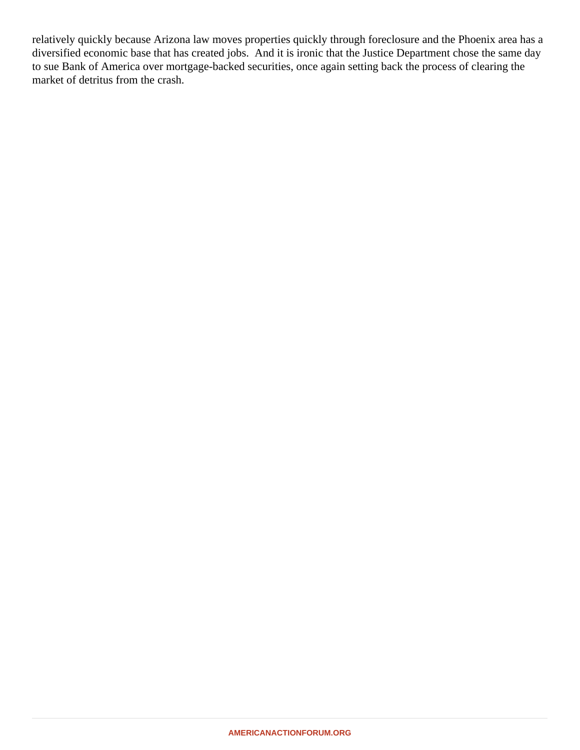relatively quickly because Arizona law moves properties quickly through foreclosure and the Phoenix area has a diversified economic base that has created jobs. And it is ironic that the Justice Department chose the same day to sue Bank of America over mortgage-backed securities, once again setting back the process of clearing the market of detritus from the crash.